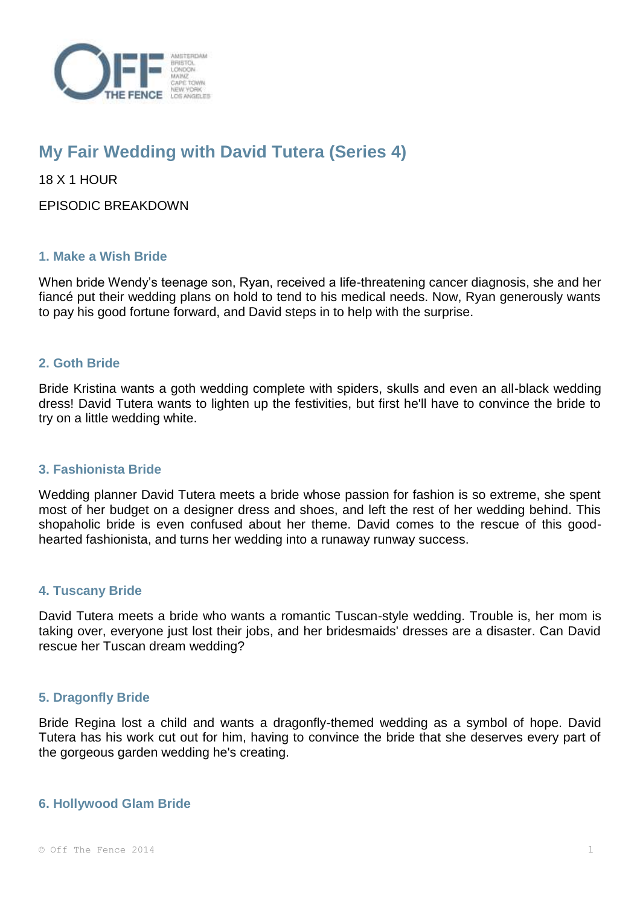# My Fair Wedding with David Tutera (Series 4)

18 X 1 HOUR

EPISODIC BREAKDOWN

### 1. Make a Wish Bride

When bride Wendy's teenage son, Ryan, received a life-threatening cancer diagnosis, she and her fiancé put their wedding plans on hold to tend to his medical needs. Now, Ryan generously wants to pay his good fortune forward, and David steps in to help with the surprise.

### 2. Goth Bride

Bride Kristina wants a goth wedding complete with spiders, skulls and even an all-black wedding dress! David Tutera wants to lighten up the festivities, but first he'll have to convince the bride to try on a little wedding white.

### 3. Fashionista Bride

Wedding planner David Tutera meets a bride whose passion for fashion is so extreme, she spent most of her budget on a designer dress and shoes, and left the rest of her wedding behind. This shopaholic bride is even confused about her theme. David comes to the rescue of this good-hearted fashionista, and turns her wedding into a runaway runway success.

### 4. Tuscany Bride

David Tutera meets a bride who wants a romantic Tuscan-style wedding. Trouble is, her mom is taking over, everyone just lost their jobs, and her bridesmaids' dresses are a disaster. Can David rescue her Tuscan dream wedding?

### 5. Dragonfly Bride

Bride Regina lost a child and wants a dragonfly-themed wedding as a symbol of hope. David Tutera has his work cut out for him, having to convince the bride that she deserves every part of the gorgeous garden wedding he's creating.

### 6. Hollywood Glam Bride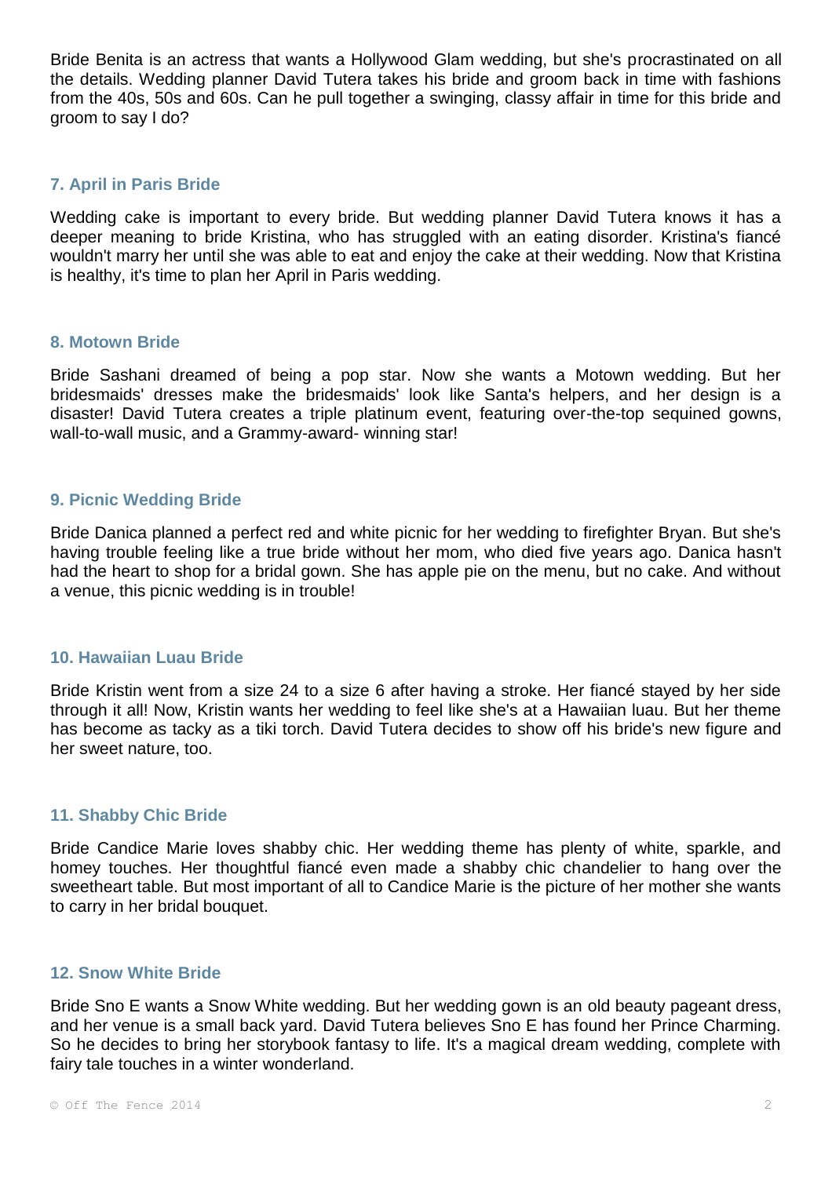Bride Benita is an actress that wants a Hollywood Glam wedding, but she's procrastinated on all the details. Wedding planner David Tutera takes his bride and groom back in time with fashions from the 40s, 50s and 60s. Can he pull together a swinging, classy affair in time for this bride and groom to say I do?

### 7. April in Paris Bride

Wedding cake is important to every bride. But wedding planner David Tutera knows it has a deeper meaning to bride Kristina, who has struggled with an eating disorder. Kristina's fiancé wouldn't marry her until she was able to eat and enjoy the cake at their wedding. Now that Kristina is healthy, it's time to plan her April in Paris wedding.

### 8. Motown Bride

Bride Sashani dreamed of being a pop star. Now she wants a Motown wedding. But her bridesmaids' dresses make the bridesmaids' look like Santa's helpers, and her design is a disaster! David Tutera creates a triple platinum event, featuring over-the-top sequined gowns, wall-to-wall music, and a Grammy-award- winning star!

### 9. Picnic Wedding Bride

Bride Danica planned a perfect red and white picnic for her wedding to firefighter Bryan. But she's having trouble feeling like a true bride without her mom, who died five years ago. Danica hasn't had the heart to shop for a bridal gown. She has apple pie on the menu, but no cake. And without a venue, this picnic wedding is in trouble!

### 10. Hawaiian Luau Bride

Bride Kristin went from a size 24 to a size 6 after having a stroke. Her fiancé stayed by her side through it all! Now, Kristin wants her wedding to feel like she's at a Hawaiian luau. But her theme has become as tacky as a tiki torch. David Tutera decides to show off his bride's new figure and her sweet nature, too.

### 11. Shabby Chic Bride

Bride Candice Marie loves shabby chic. Her wedding theme has plenty of white, sparkle, and homey touches. Her thoughtful fiancé even made a shabby chic chandelier to hang over the sweetheart table. But most important of all to Candice Marie is the picture of her mother she wants to carry in her bridal bouquet.

### 12. Snow White Bride

Bride Sno E wants a Snow White wedding. But her wedding gown is an old beauty pageant dress, and her venue is a small back yard. David Tutera believes Sno E has found her Prince Charming. So he decides to bring her storybook fantasy to life. It's a magical dream wedding, complete with fairy tale touches in a winter wonderland.

© Off The Fence 2014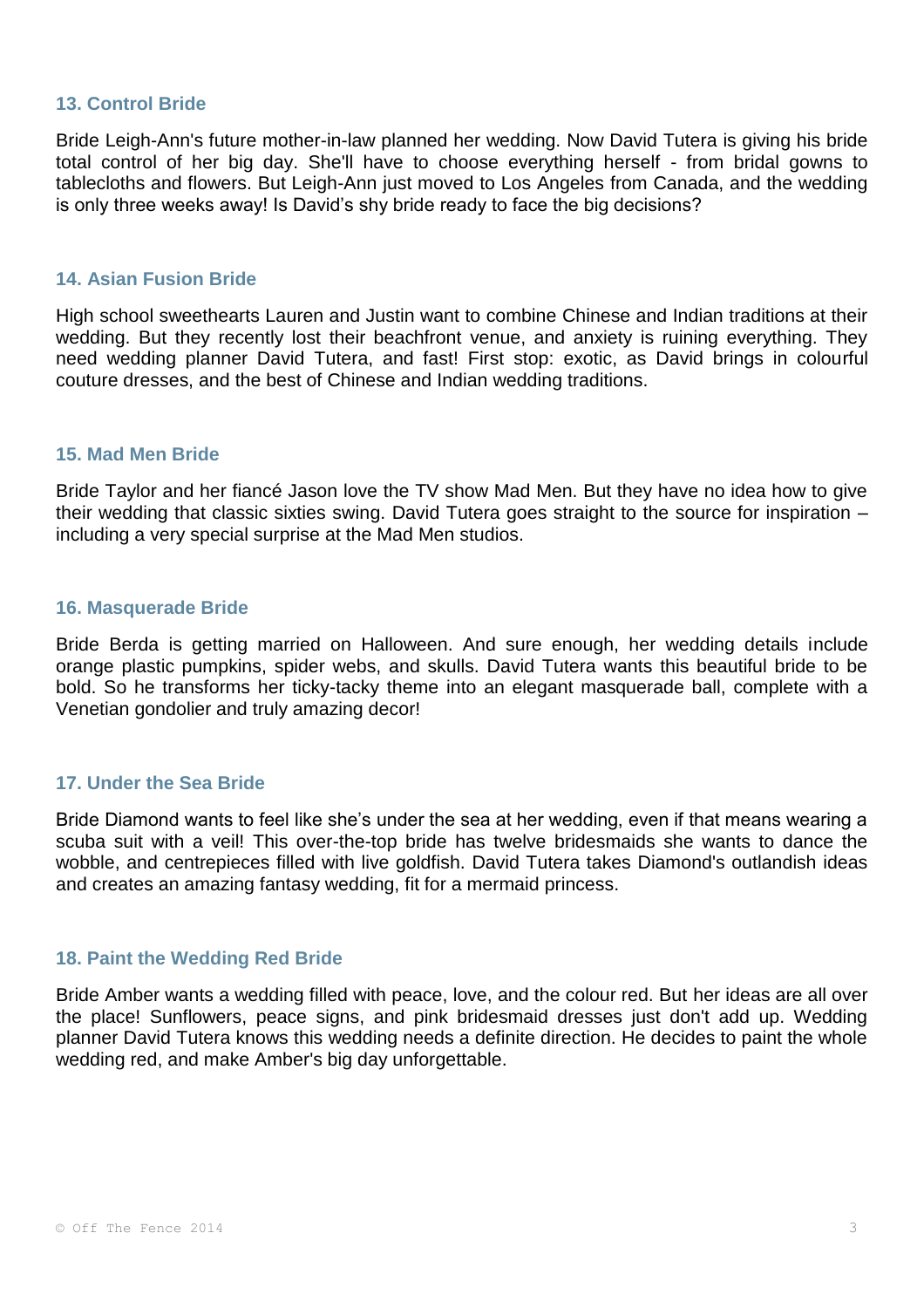### 13. Control Bride

Bride Leigh-Ann's future mother-in-law planned her wedding. Now David Tutera is giving his bride total control of her big day. She'll have to choose everything herself - from bridal gowns to tablecloths and flowers. But Leigh-Ann just moved to Los Angeles from Canada, and the wedding is only three weeks away! Is David's shy bride ready to face the big decisions?

### 14. Asian Fusion Bride

High school sweethearts Lauren and Justin want to combine Chinese and Indian traditions at their wedding. But they recently lost their beachfront venue, and anxiety is ruining everything. They need wedding planner David Tutera, and fast! First stop: exotic, as David brings in colourful couture dresses, and the best of Chinese and Indian wedding traditions.

### 15. Mad Men Bride

Bride Taylor and her fiancé Jason love the TV show Mad Men. But they have no idea how to give their wedding that classic sixties swing. David Tutera goes straight to the source for inspiration – including a very special surprise at the Mad Men studios.

### 16. Masquerade Bride

Bride Berda is getting married on Halloween. And sure enough, her wedding details include orange plastic pumpkins, spider webs, and skulls. David Tutera wants this beautiful bride to be bold. So he transforms her ticky-tacky theme into an elegant masquerade ball, complete with a Venetian gondolier and truly amazing decor!

### 17. Under the Sea Bride

Bride Diamond wants to feel like she's under the sea at her wedding, even if that means wearing a scuba suit with a veil! This over-the-top bride has twelve bridesmaids she wants to dance the wobble, and centrepieces filled with live goldfish. David Tutera takes Diamond's outlandish ideas and creates an amazing fantasy wedding, fit for a mermaid princess.

### 18. Paint the Wedding Red Bride

Bride Amber wants a wedding filled with peace, love, and the colour red. But her ideas are all over the place! Sunflowers, peace signs, and pink bridesmaid dresses just don't add up. Wedding planner David Tutera knows this wedding needs a definite direction. He decides to paint the whole wedding red, and make Amber's big day unforgettable.

© Off The Fence 2014